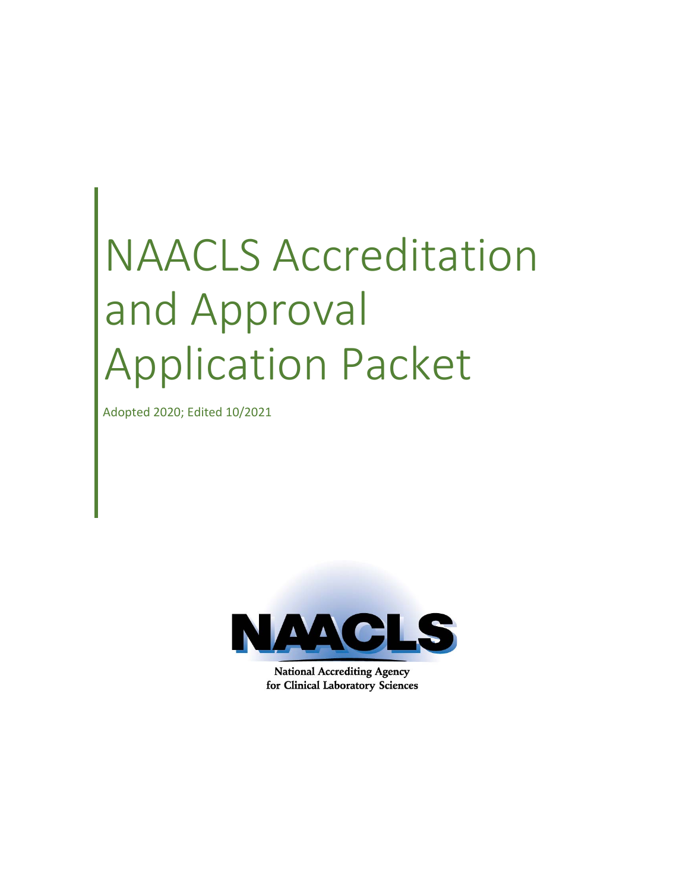# NAACLS Accreditation and Approval Application Packet

Adopted 2020; Edited 10/2021

NAACLS

National Accrediting Agency for Clinical Laboratory Sciences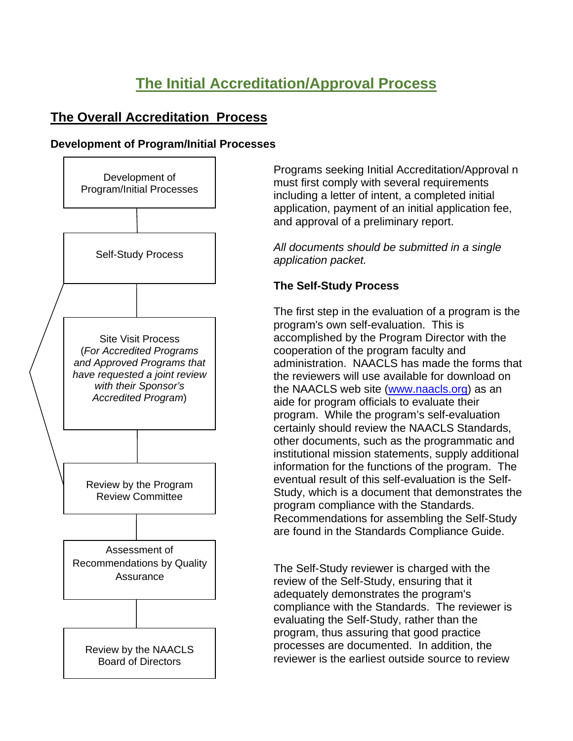# The Initial Accreditation/Approval Process

## The Overall Accreditation Process

### Development of Program/Initial Processes

- Development of Program/Initial Processes
- Self-Study Process
- Site Visit Process (*For Accredited Programs and Approved Programs that have requested a joint review with their Sponsor's Accredited Program*)
- Review by the Program Review Committee
- Assessment of Recommendations by Quality Assurance
- Review by the NAACLS Board of Directors

Programs seeking Initial Accreditation/Approval n must first comply with several requirements including a letter of intent, a completed initial application, payment of an initial application fee, and approval of a preliminary report.

*All documents should be submitted in a single application packet.*

**The Self-Study Process**

The first step in the evaluation of a program is the program's own self-evaluation. This is accomplished by the Program Director with the cooperation of the program faculty and administration. NAACLS has made the forms that the reviewers will use available for download on the NAACLS web site (www.naacls.org) as an aide for program officials to evaluate their program. While the program's self-evaluation certainly should review the NAACLS Standards, other documents, such as the programmatic and institutional mission statements, supply additional information for the functions of the program. The eventual result of this self-evaluation is the Self-Study, which is a document that demonstrates the program compliance with the Standards. Recommendations for assembling the Self-Study are found in the Standards Compliance Guide.

The Self-Study reviewer is charged with the review of the Self-Study, ensuring that it adequately demonstrates the program's compliance with the Standards. The reviewer is evaluating the Self-Study, rather than the program, thus assuring that good practice processes are documented. In addition, the reviewer is the earliest outside source to review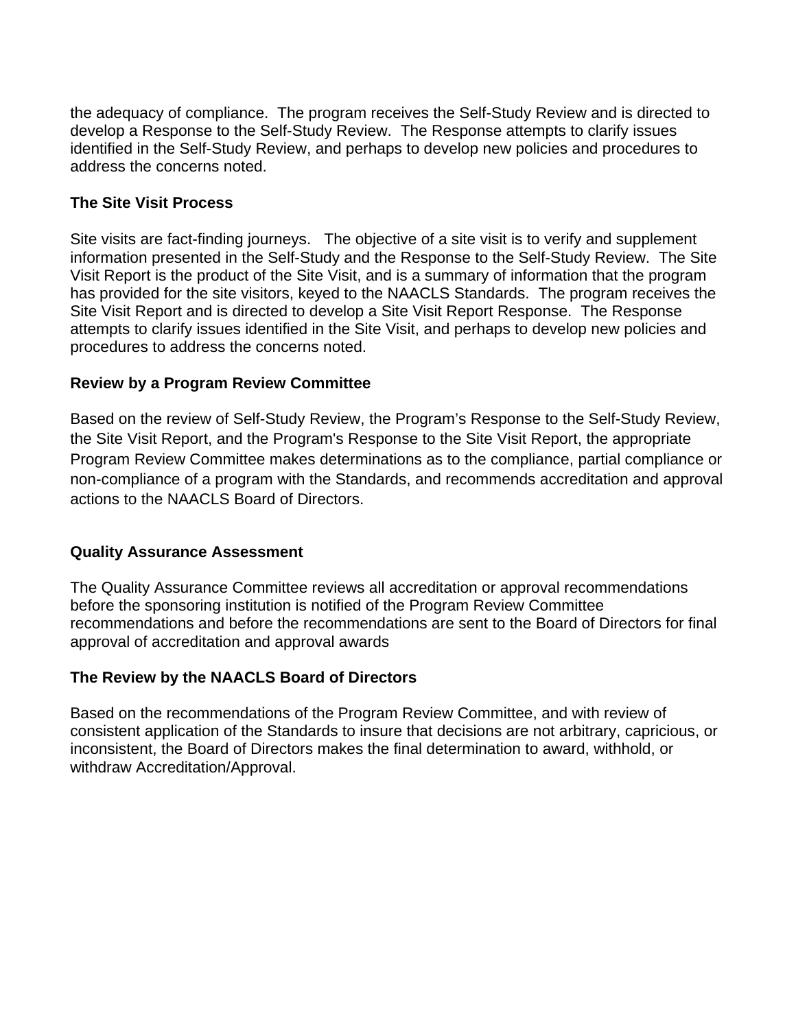the adequacy of compliance. The program receives the Self-Study Review and is directed to develop a Response to the Self-Study Review. The Response attempts to clarify issues identified in the Self-Study Review, and perhaps to develop new policies and procedures to address the concerns noted.

**The Site Visit Process**

Site visits are fact-finding journeys. The objective of a site visit is to verify and supplement information presented in the Self-Study and the Response to the Self-Study Review. The Site Visit Report is the product of the Site Visit, and is a summary of information that the program has provided for the site visitors, keyed to the NAACLS Standards. The program receives the Site Visit Report and is directed to develop a Site Visit Report Response. The Response attempts to clarify issues identified in the Site Visit, and perhaps to develop new policies and procedures to address the concerns noted.

**Review by a Program Review Committee**

Based on the review of Self-Study Review, the Program's Response to the Self-Study Review, the Site Visit Report, and the Program's Response to the Site Visit Report, the appropriate Program Review Committee makes determinations as to the compliance, partial compliance or non-compliance of a program with the Standards, and recommends accreditation and approval actions to the NAACLS Board of Directors.

**Quality Assurance Assessment**

The Quality Assurance Committee reviews all accreditation or approval recommendations before the sponsoring institution is notified of the Program Review Committee recommendations and before the recommendations are sent to the Board of Directors for final approval of accreditation and approval awards

**The Review by the NAACLS Board of Directors**

Based on the recommendations of the Program Review Committee, and with review of consistent application of the Standards to insure that decisions are not arbitrary, capricious, or inconsistent, the Board of Directors makes the final determination to award, withhold, or withdraw Accreditation/Approval.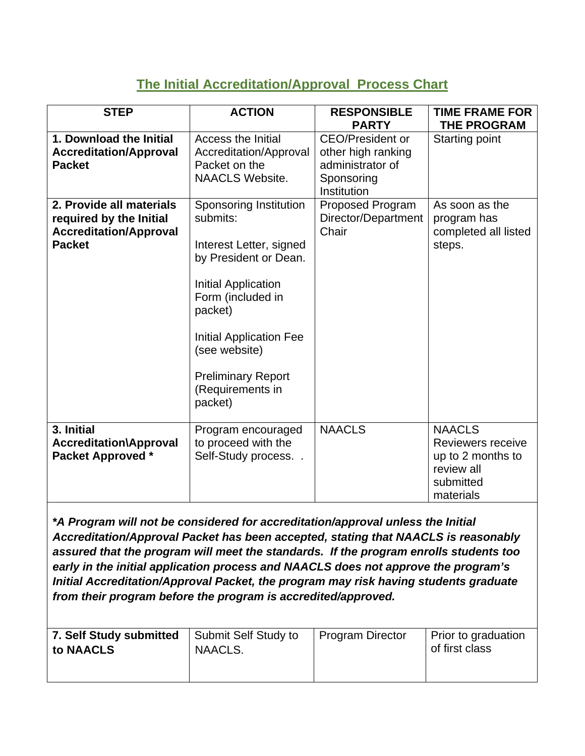## The Initial Accreditation/Approval  Process Chart

| STEP | ACTION | RESPONSIBLE PARTY | TIME FRAME FOR THE PROGRAM |
|---|---|---|---|
| **1. Download the Initial Accreditation/Approval Packet** | Access the Initial Accreditation/Approval Packet on the NAACLS Website. | CEO/President or other high ranking administrator of Sponsoring Institution | Starting point |
| **2. Provide all materials required by the Initial Accreditation/Approval Packet** | Sponsoring Institution submits:<br><br>Interest Letter, signed by President or Dean.<br><br>Initial Application Form (included in packet)<br><br>Initial Application Fee (see website)<br><br>Preliminary Report (Requirements in packet) | Proposed Program Director/Department Chair | As soon as the program has completed all listed steps. |
| **3. Initial Accreditation\Approval Packet Approved *** | Program encouraged to proceed with the Self-Study process. . | NAACLS | NAACLS Reviewers receive up to 2 months to review all submitted materials |

***A Program will not be considered for accreditation/approval unless the Initial Accreditation/Approval Packet has been accepted, stating that NAACLS is reasonably assured that the program will meet the standards. If the program enrolls students too early in the initial application process and NAACLS does not approve the program's Initial Accreditation/Approval Packet, the program may risk having students graduate from their program before the program is accredited/approved.***

| | | | |
|---|---|---|---|
| **7. Self Study submitted to NAACLS** | Submit Self Study to NAACLS. | Program Director | Prior to graduation of first class |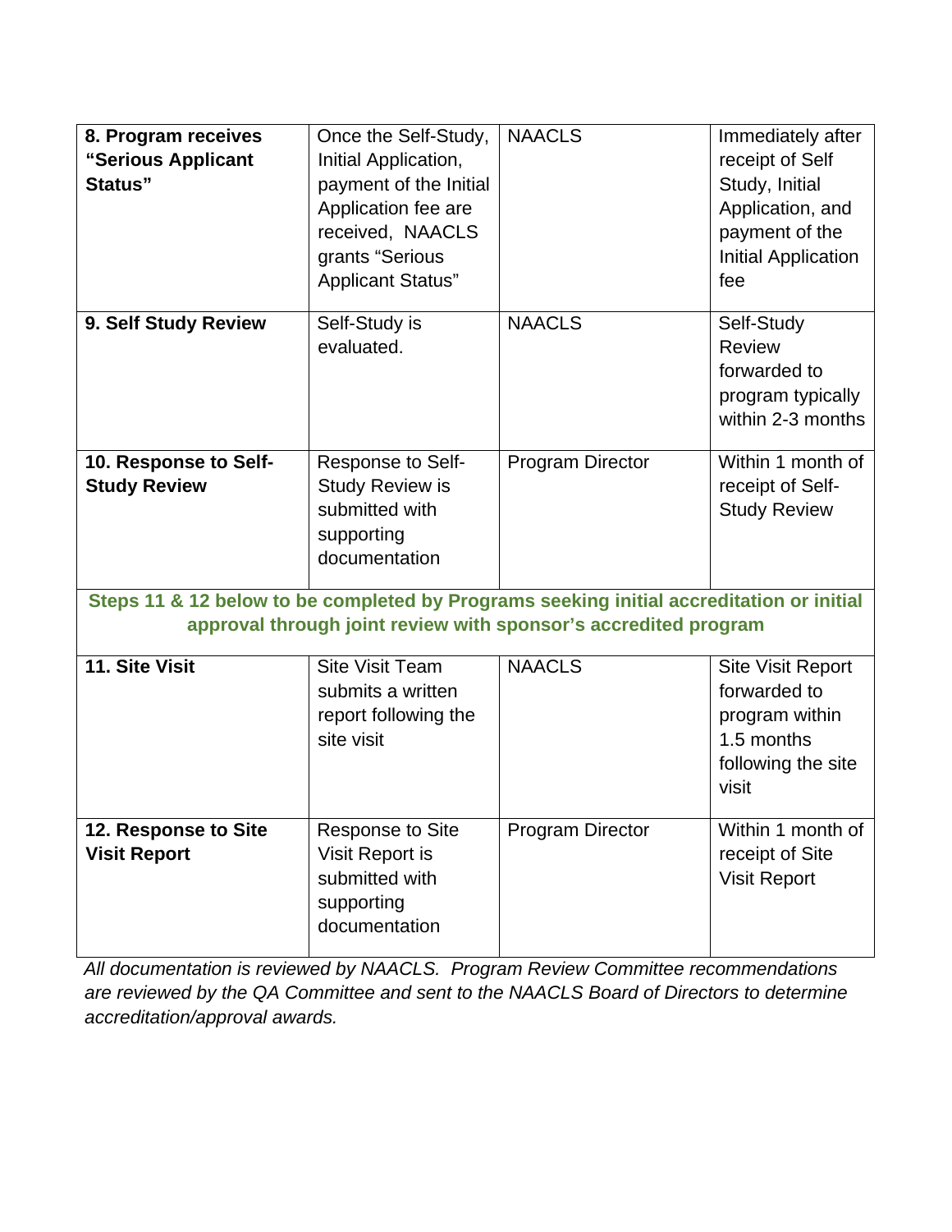| | | | |
|---|---|---|---|
| **8. Program receives "Serious Applicant Status"** | Once the Self-Study, Initial Application, payment of the Initial Application fee are received, NAACLS grants "Serious Applicant Status" | NAACLS | Immediately after receipt of Self Study, Initial Application, and payment of the Initial Application fee |
| **9. Self Study Review** | Self-Study is evaluated. | NAACLS | Self-Study Review forwarded to program typically within 2-3 months |
| **10. Response to Self-Study Review** | Response to Self-Study Review is submitted with supporting documentation | Program Director | Within 1 month of receipt of Self-Study Review |
| **Steps 11 & 12 below to be completed by Programs seeking initial accreditation or initial approval through joint review with sponsor's accredited program** | | | |
| **11. Site Visit** | Site Visit Team submits a written report following the site visit | NAACLS | Site Visit Report forwarded to program within 1.5 months following the site visit |
| **12. Response to Site Visit Report** | Response to Site Visit Report is submitted with supporting documentation | Program Director | Within 1 month of receipt of Site Visit Report |

*All documentation is reviewed by NAACLS. Program Review Committee recommendations are reviewed by the QA Committee and sent to the NAACLS Board of Directors to determine accreditation/approval awards.*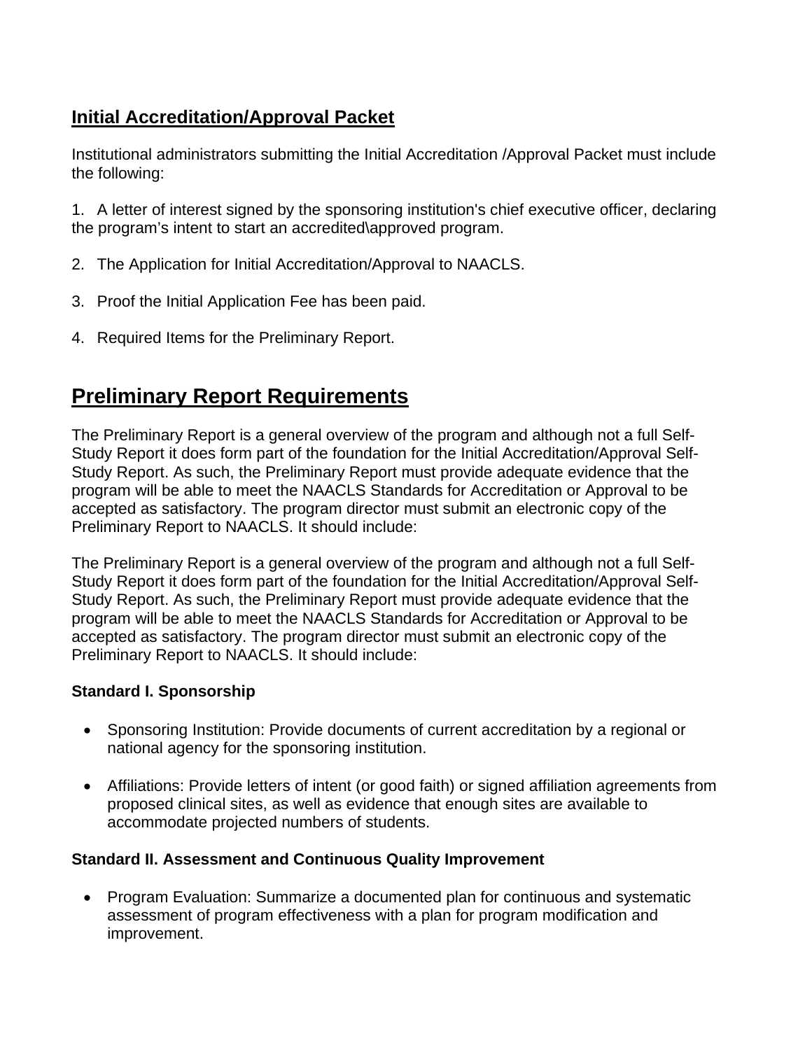## Initial Accreditation/Approval Packet

Institutional administrators submitting the Initial Accreditation /Approval Packet must include the following:

1. A letter of interest signed by the sponsoring institution's chief executive officer, declaring the program's intent to start an accredited\approved program.

2. The Application for Initial Accreditation/Approval to NAACLS.

3. Proof the Initial Application Fee has been paid.

4. Required Items for the Preliminary Report.

# Preliminary Report Requirements

The Preliminary Report is a general overview of the program and although not a full Self-Study Report it does form part of the foundation for the Initial Accreditation/Approval Self-Study Report. As such, the Preliminary Report must provide adequate evidence that the program will be able to meet the NAACLS Standards for Accreditation or Approval to be accepted as satisfactory. The program director must submit an electronic copy of the Preliminary Report to NAACLS. It should include:

The Preliminary Report is a general overview of the program and although not a full Self-Study Report it does form part of the foundation for the Initial Accreditation/Approval Self-Study Report. As such, the Preliminary Report must provide adequate evidence that the program will be able to meet the NAACLS Standards for Accreditation or Approval to be accepted as satisfactory. The program director must submit an electronic copy of the Preliminary Report to NAACLS. It should include:

**Standard I. Sponsorship**

- Sponsoring Institution: Provide documents of current accreditation by a regional or national agency for the sponsoring institution.

- Affiliations: Provide letters of intent (or good faith) or signed affiliation agreements from proposed clinical sites, as well as evidence that enough sites are available to accommodate projected numbers of students.

**Standard II. Assessment and Continuous Quality Improvement**

- Program Evaluation: Summarize a documented plan for continuous and systematic assessment of program effectiveness with a plan for program modification and improvement.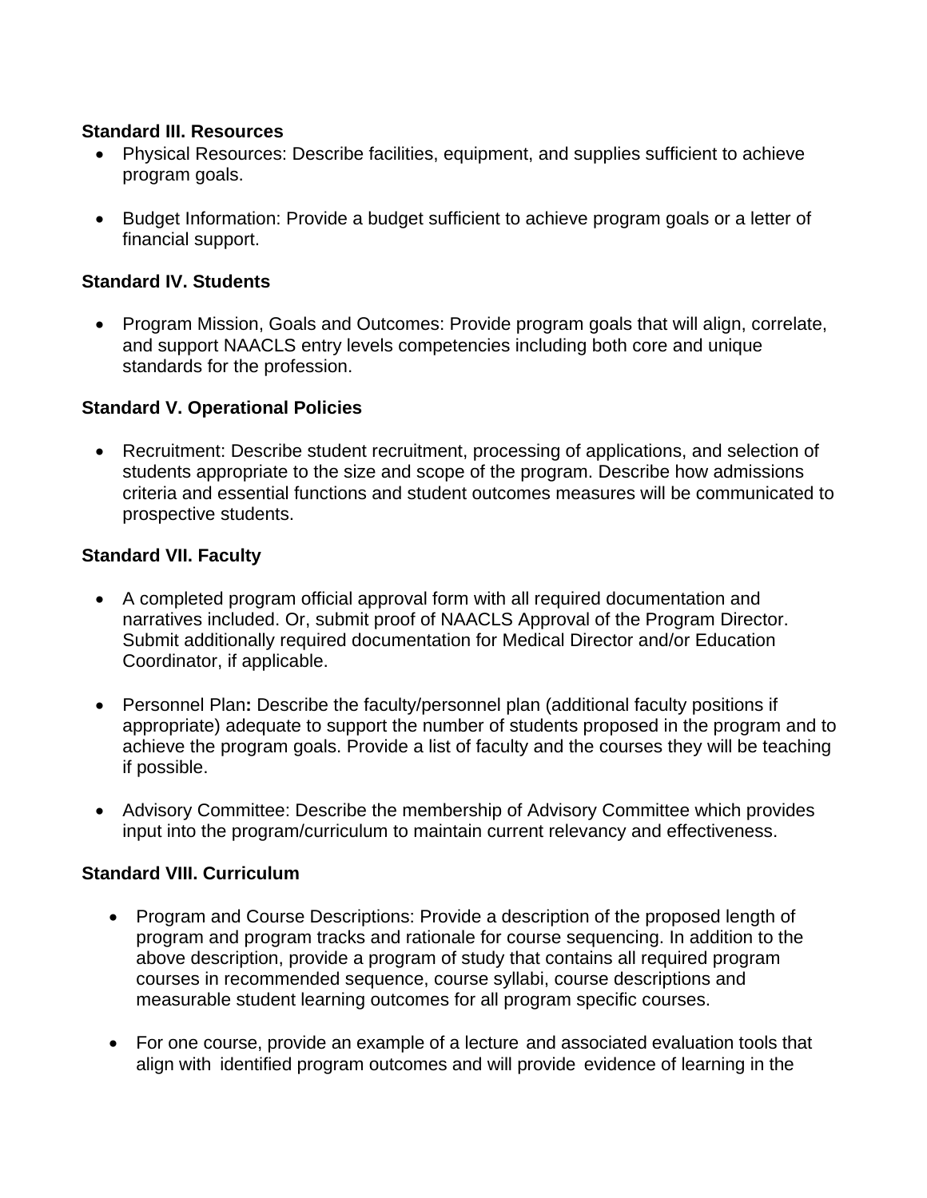**Standard III. Resources**

- Physical Resources: Describe facilities, equipment, and supplies sufficient to achieve program goals.

- Budget Information: Provide a budget sufficient to achieve program goals or a letter of financial support.

**Standard IV. Students**

- Program Mission, Goals and Outcomes: Provide program goals that will align, correlate, and support NAACLS entry levels competencies including both core and unique standards for the profession.

**Standard V. Operational Policies**

- Recruitment: Describe student recruitment, processing of applications, and selection of students appropriate to the size and scope of the program. Describe how admissions criteria and essential functions and student outcomes measures will be communicated to prospective students.

**Standard VII. Faculty**

- A completed program official approval form with all required documentation and narratives included. Or, submit proof of NAACLS Approval of the Program Director. Submit additionally required documentation for Medical Director and/or Education Coordinator, if applicable.

- Personnel Plan**:** Describe the faculty/personnel plan (additional faculty positions if appropriate) adequate to support the number of students proposed in the program and to achieve the program goals. Provide a list of faculty and the courses they will be teaching if possible.

- Advisory Committee: Describe the membership of Advisory Committee which provides input into the program/curriculum to maintain current relevancy and effectiveness.

**Standard VIII. Curriculum**

- Program and Course Descriptions: Provide a description of the proposed length of program and program tracks and rationale for course sequencing. In addition to the above description, provide a program of study that contains all required program courses in recommended sequence, course syllabi, course descriptions and measurable student learning outcomes for all program specific courses.

- For one course, provide an example of a lecture and associated evaluation tools that align with identified program outcomes and will provide evidence of learning in the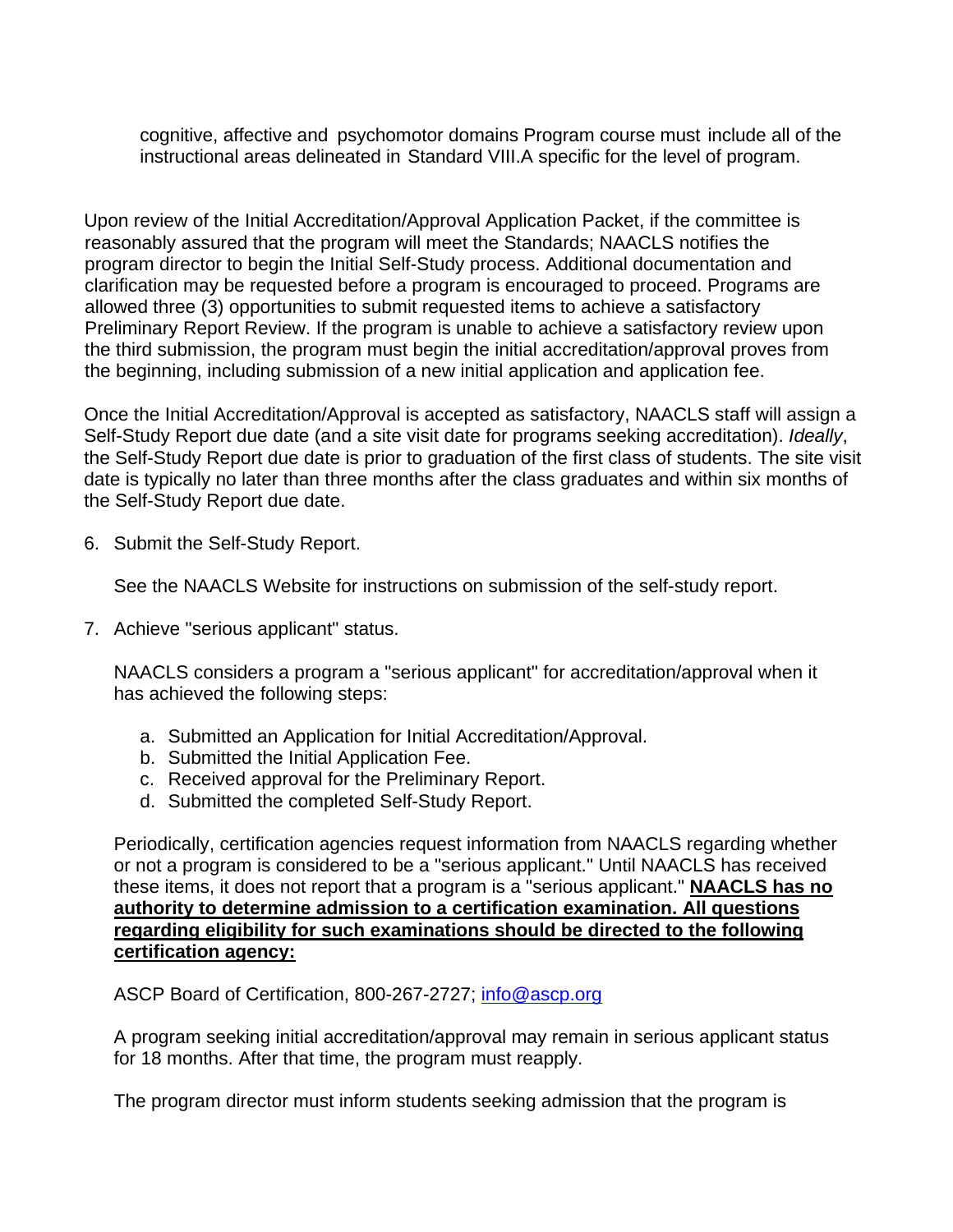cognitive, affective and psychomotor domains Program course must include all of the instructional areas delineated in Standard VIII.A specific for the level of program.

Upon review of the Initial Accreditation/Approval Application Packet, if the committee is reasonably assured that the program will meet the Standards; NAACLS notifies the program director to begin the Initial Self-Study process. Additional documentation and clarification may be requested before a program is encouraged to proceed. Programs are allowed three (3) opportunities to submit requested items to achieve a satisfactory Preliminary Report Review. If the program is unable to achieve a satisfactory review upon the third submission, the program must begin the initial accreditation/approval proves from the beginning, including submission of a new initial application and application fee.

Once the Initial Accreditation/Approval is accepted as satisfactory, NAACLS staff will assign a Self-Study Report due date (and a site visit date for programs seeking accreditation). *Ideally*, the Self-Study Report due date is prior to graduation of the first class of students. The site visit date is typically no later than three months after the class graduates and within six months of the Self-Study Report due date.

6. Submit the Self-Study Report.

   See the NAACLS Website for instructions on submission of the self-study report.

7. Achieve "serious applicant" status.

   NAACLS considers a program a "serious applicant" for accreditation/approval when it has achieved the following steps:

   a. Submitted an Application for Initial Accreditation/Approval.
   b. Submitted the Initial Application Fee.
   c. Received approval for the Preliminary Report.
   d. Submitted the completed Self-Study Report.

   Periodically, certification agencies request information from NAACLS regarding whether or not a program is considered to be a "serious applicant." Until NAACLS has received these items, it does not report that a program is a "serious applicant." **NAACLS has no authority to determine admission to a certification examination. All questions regarding eligibility for such examinations should be directed to the following certification agency:**

   ASCP Board of Certification, 800-267-2727; info@ascp.org

   A program seeking initial accreditation/approval may remain in serious applicant status for 18 months. After that time, the program must reapply.

   The program director must inform students seeking admission that the program is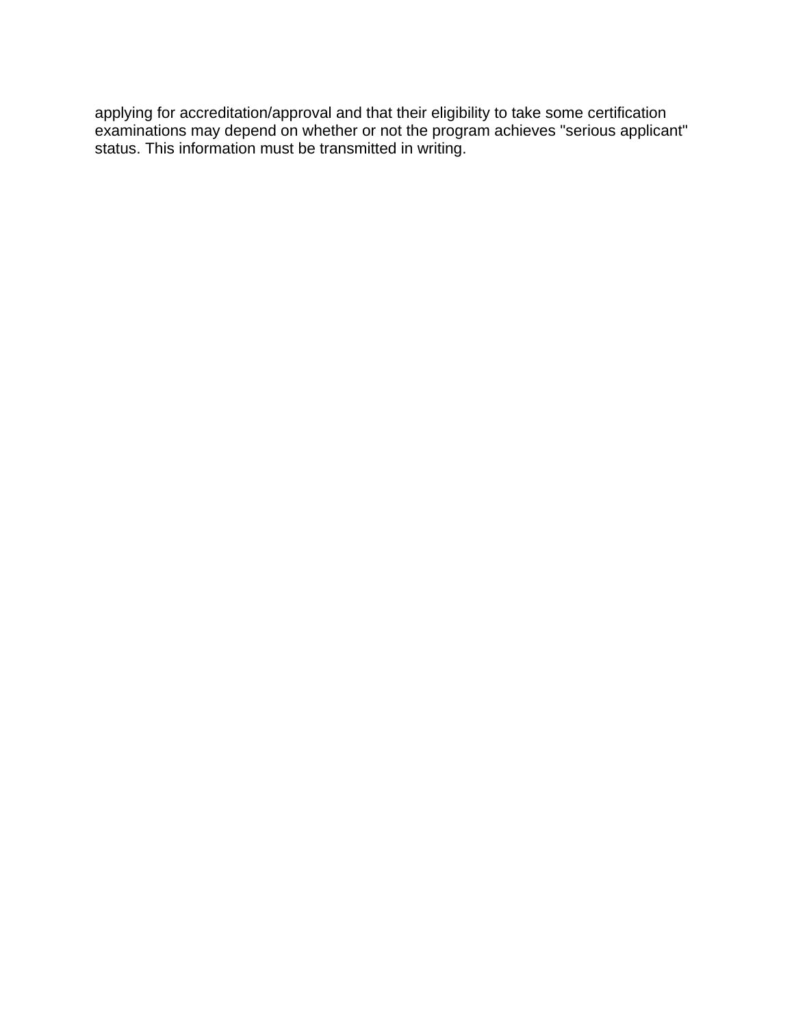applying for accreditation/approval and that their eligibility to take some certification examinations may depend on whether or not the program achieves "serious applicant" status. This information must be transmitted in writing.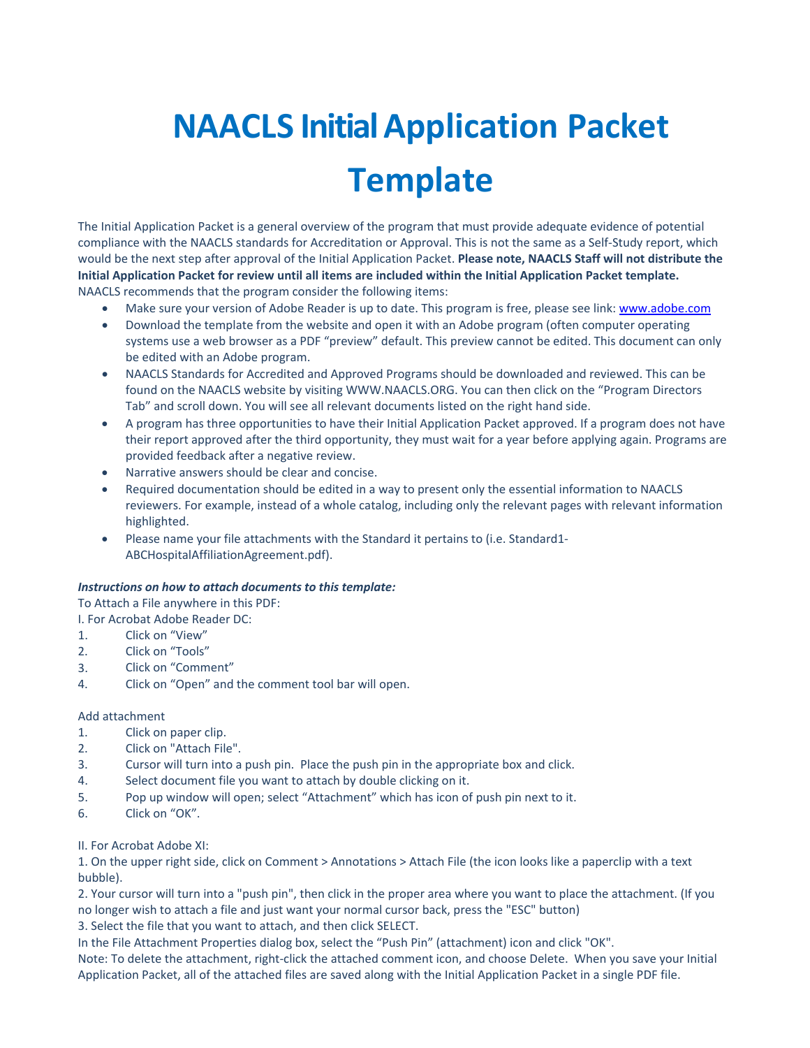# NAACLS Initial Application Packet Template

The Initial Application Packet is a general overview of the program that must provide adequate evidence of potential compliance with the NAACLS standards for Accreditation or Approval. This is not the same as a Self-Study report, which would be the next step after approval of the Initial Application Packet. **Please note, NAACLS Staff will not distribute the Initial Application Packet for review until all items are included within the Initial Application Packet template.** NAACLS recommends that the program consider the following items:

- Make sure your version of Adobe Reader is up to date. This program is free, please see link: www.adobe.com
- Download the template from the website and open it with an Adobe program (often computer operating systems use a web browser as a PDF "preview" default. This preview cannot be edited. This document can only be edited with an Adobe program.
- NAACLS Standards for Accredited and Approved Programs should be downloaded and reviewed. This can be found on the NAACLS website by visiting WWW.NAACLS.ORG. You can then click on the "Program Directors Tab" and scroll down. You will see all relevant documents listed on the right hand side.
- A program has three opportunities to have their Initial Application Packet approved. If a program does not have their report approved after the third opportunity, they must wait for a year before applying again. Programs are provided feedback after a negative review.
- Narrative answers should be clear and concise.
- Required documentation should be edited in a way to present only the essential information to NAACLS reviewers. For example, instead of a whole catalog, including only the relevant pages with relevant information highlighted.
- Please name your file attachments with the Standard it pertains to (i.e. Standard1-ABCHospitalAffiliationAgreement.pdf).

***Instructions on how to attach documents to this template:***

To Attach a File anywhere in this PDF:

I. For Acrobat Adobe Reader DC:

1. Click on "View"
2. Click on "Tools"
3. Click on "Comment"
4. Click on "Open" and the comment tool bar will open.

Add attachment

1. Click on paper clip.
2. Click on "Attach File".
3. Cursor will turn into a push pin. Place the push pin in the appropriate box and click.
4. Select document file you want to attach by double clicking on it.
5. Pop up window will open; select "Attachment" which has icon of push pin next to it.
6. Click on "OK".

II. For Acrobat Adobe XI:

1. On the upper right side, click on Comment > Annotations > Attach File (the icon looks like a paperclip with a text bubble).
2. Your cursor will turn into a "push pin", then click in the proper area where you want to place the attachment. (If you no longer wish to attach a file and just want your normal cursor back, press the "ESC" button)
3. Select the file that you want to attach, and then click SELECT.

In the File Attachment Properties dialog box, select the "Push Pin" (attachment) icon and click "OK".

Note: To delete the attachment, right-click the attached comment icon, and choose Delete. When you save your Initial Application Packet, all of the attached files are saved along with the Initial Application Packet in a single PDF file.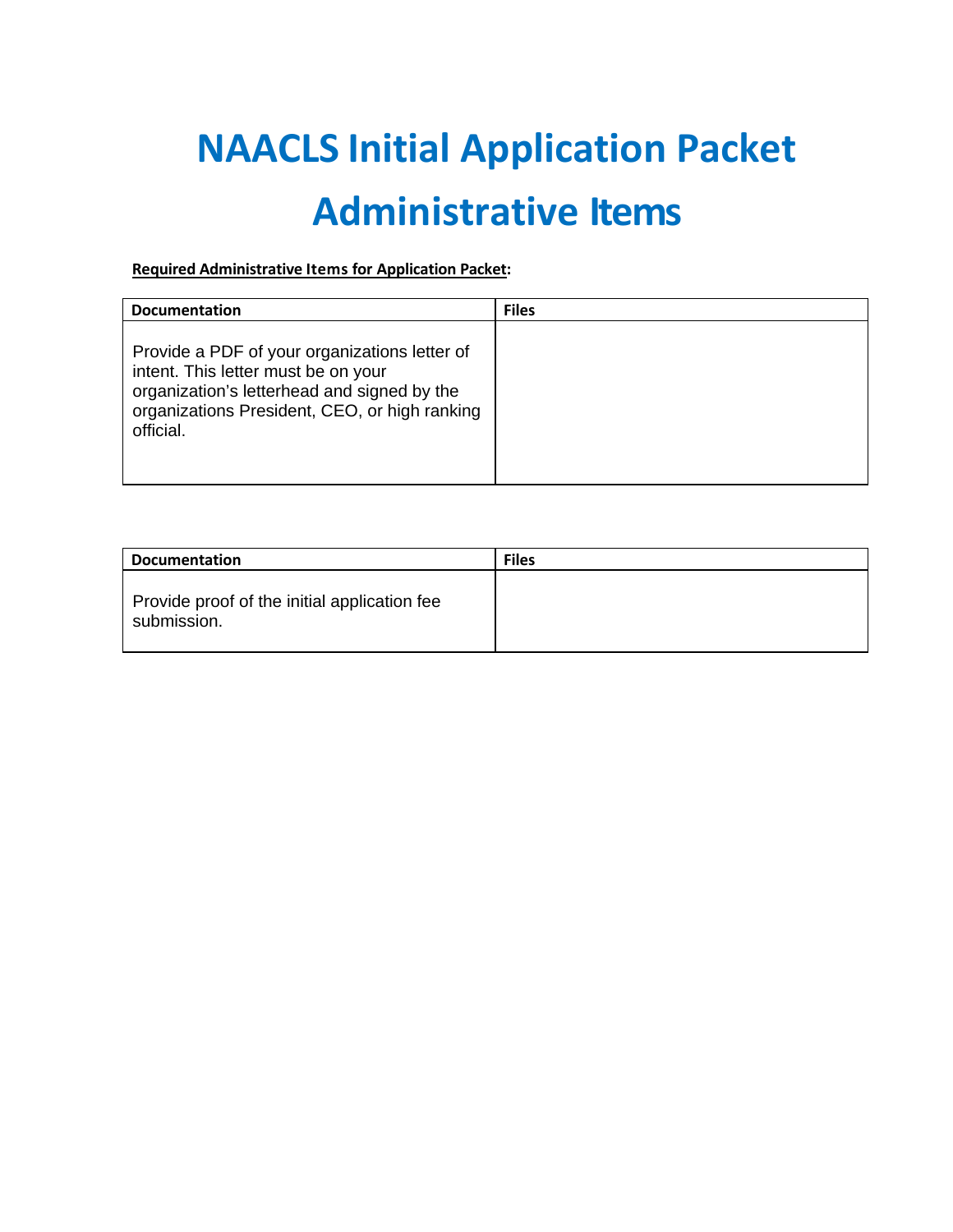# NAACLS Initial Application Packet

# Administrative Items

**<u>Required Administrative Items for Application Packet</u>:**

| Documentation | Files |
|---|---|
| Provide a PDF of your organizations letter of intent. This letter must be on your organization's letterhead and signed by the organizations President, CEO, or high ranking official. | |

| Documentation | Files |
|---|---|
| Provide proof of the initial application fee submission. | |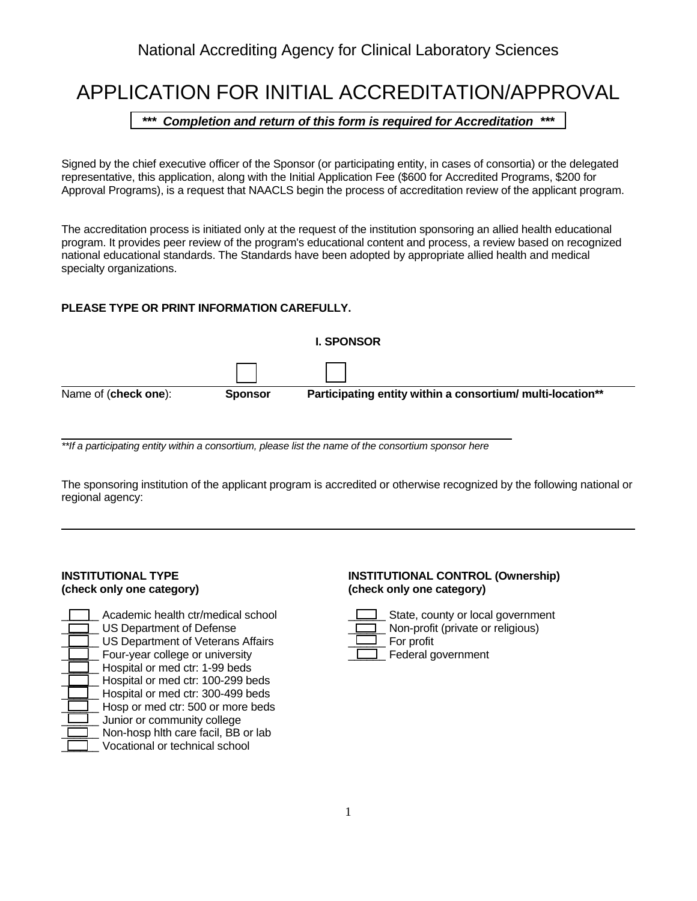National Accrediting Agency for Clinical Laboratory Sciences

# APPLICATION FOR INITIAL ACCREDITATION/APPROVAL

***\*\*\* Completion and return of this form is required for Accreditation \*\*\****

Signed by the chief executive officer of the Sponsor (or participating entity, in cases of consortia) or the delegated representative, this application, along with the Initial Application Fee ($600 for Accredited Programs, $200 for Approval Programs), is a request that NAACLS begin the process of accreditation review of the applicant program.

The accreditation process is initiated only at the request of the institution sponsoring an allied health educational program. It provides peer review of the program's educational content and process, a review based on recognized national educational standards. The Standards have been adopted by appropriate allied health and medical specialty organizations.

**PLEASE TYPE OR PRINT INFORMATION CAREFULLY.**

## I. SPONSOR

Name of (**check one**): ☐ **Sponsor** ☐ **Participating entity within a consortium/ multi-location\*\***

___________________________________________

*\*\*If a participating entity within a consortium, please list the name of the consortium sponsor here*

The sponsoring institution of the applicant program is accredited or otherwise recognized by the following national or regional agency:

___________________________________________

**INSTITUTIONAL TYPE**
**(check only one category)**

- ☐ Academic health ctr/medical school
- ☐ US Department of Defense
- ☐ US Department of Veterans Affairs
- ☐ Four-year college or university
- ☐ Hospital or med ctr: 1-99 beds
- ☐ Hospital or med ctr: 100-299 beds
- ☐ Hospital or med ctr: 300-499 beds
- ☐ Hosp or med ctr: 500 or more beds
- ☐ Junior or community college
- ☐ Non-hosp hlth care facil, BB or lab
- ☐ Vocational or technical school

**INSTITUTIONAL CONTROL (Ownership)**
**(check only one category)**

- ☐ State, county or local government
- ☐ Non-profit (private or religious)
- ☐ For profit
- ☐ Federal government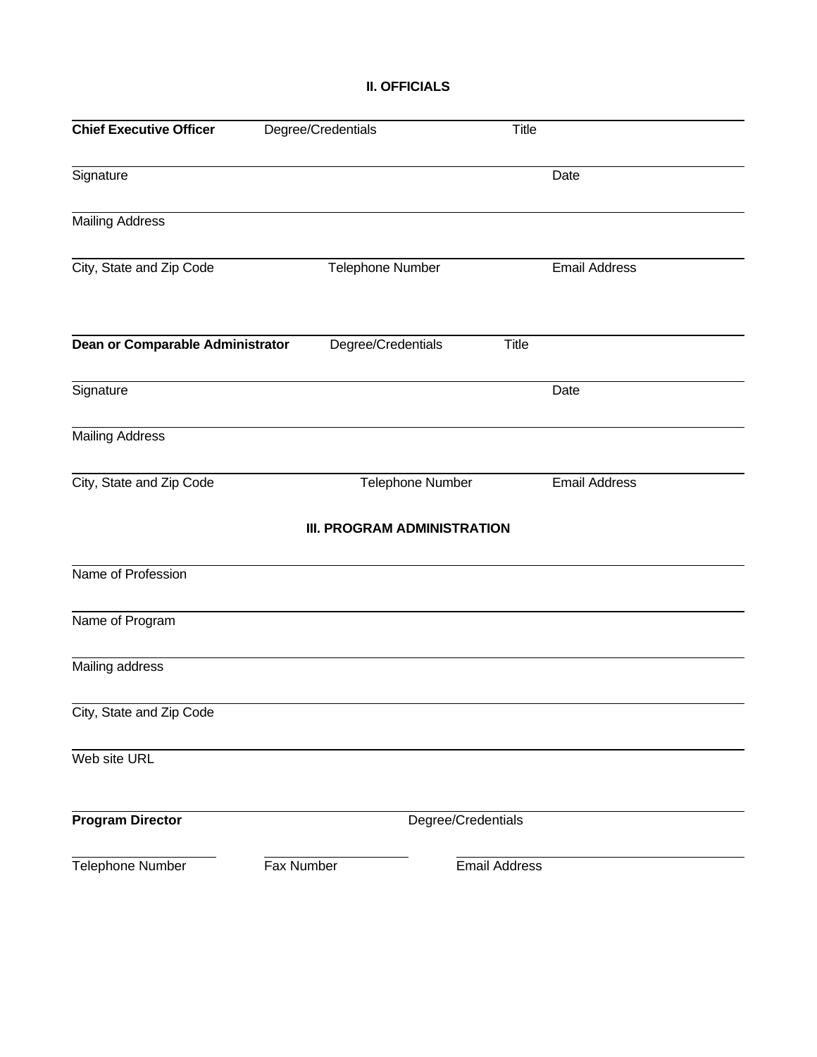## II. OFFICIALS

**Chief Executive Officer** Degree/Credentials Title

Signature Date

Mailing Address

City, State and Zip Code Telephone Number Email Address

**Dean or Comparable Administrator** Degree/Credentials Title

Signature Date

Mailing Address

City, State and Zip Code Telephone Number Email Address

## III. PROGRAM ADMINISTRATION

Name of Profession

Name of Program

Mailing address

City, State and Zip Code

Web site URL

**Program Director** Degree/Credentials

Telephone Number Fax Number Email Address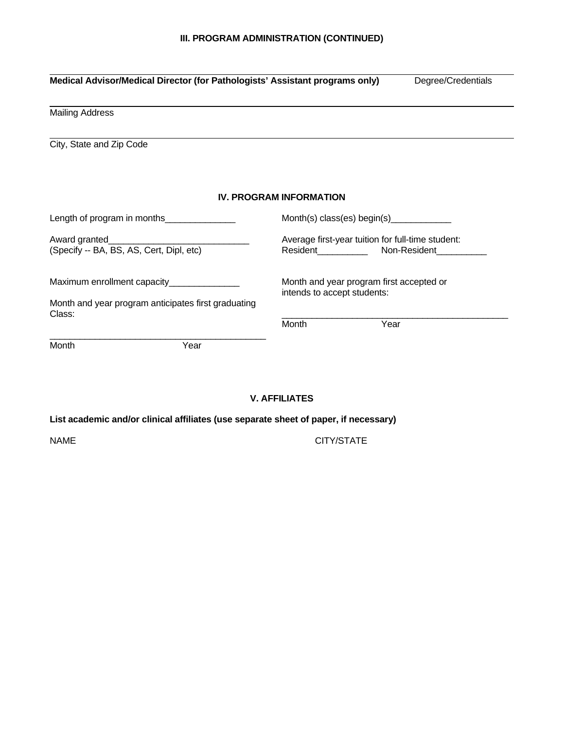### III. PROGRAM ADMINISTRATION (CONTINUED)

______________________________________________________________________________

**Medical Advisor/Medical Director (for Pathologists' Assistant programs only)** Degree/Credentials

______________________________________________________________________________

Mailing Address

______________________________________________________________________________

City, State and Zip Code

### IV. PROGRAM INFORMATION

Length of program in months______________

Month(s) class(es) begin(s)____________

Award granted____________________________
(Specify -- BA, BS, AS, Cert, Dipl, etc)

Average first-year tuition for full-time student:
Resident__________ Non-Resident__________

Maximum enrollment capacity______________

Month and year program first accepted or intends to accept students:

_____________________________________________
Month Year

Month and year program anticipates first graduating Class:

_____________________________________________
Month Year

### V. AFFILIATES

**List academic and/or clinical affiliates (use separate sheet of paper, if necessary)**

| NAME | CITY/STATE |
| --- | --- |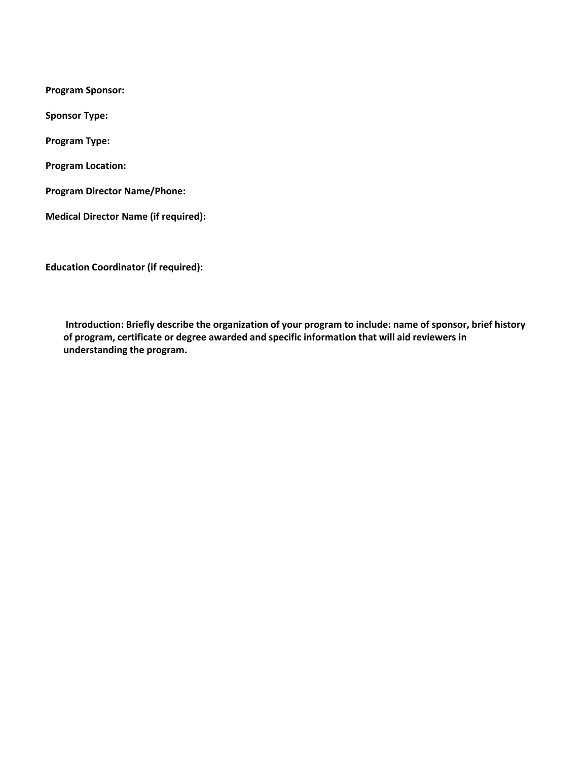**Program Sponsor:**

**Sponsor Type:**

**Program Type:**

**Program Location:**

**Program Director Name/Phone:**

**Medical Director Name (if required):**

**Education Coordinator (if required):**

**Introduction: Briefly describe the organization of your program to include: name of sponsor, brief history of program, certificate or degree awarded and specific information that will aid reviewers in understanding the program.**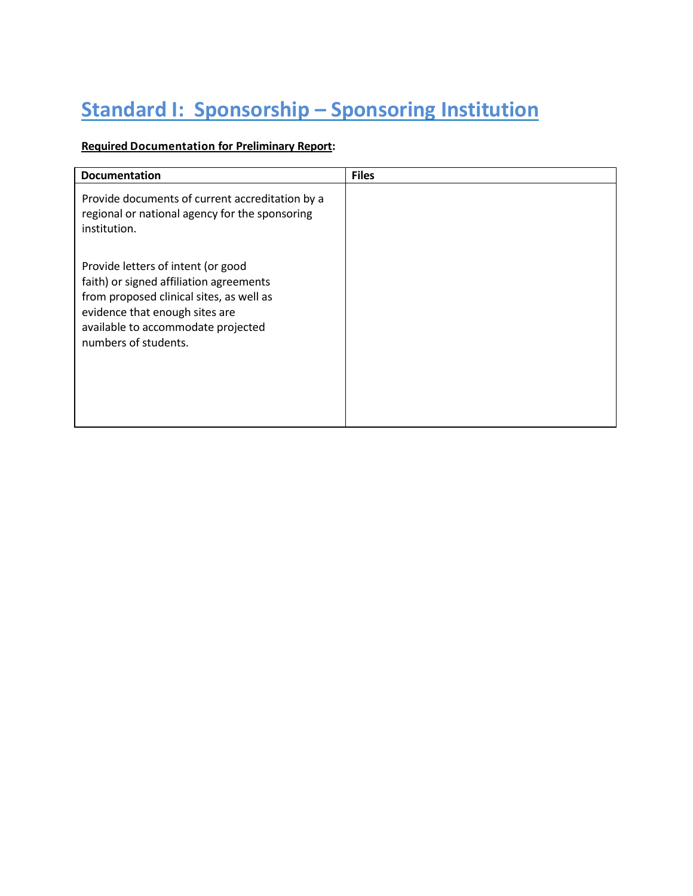# Standard I: Sponsorship – Sponsoring Institution

**Required Documentation for Preliminary Report:**

| Documentation | Files |
| --- | --- |
| Provide documents of current accreditation by a regional or national agency for the sponsoring institution.<br><br>Provide letters of intent (or good faith) or signed affiliation agreements from proposed clinical sites, as well as evidence that enough sites are available to accommodate projected numbers of students. | |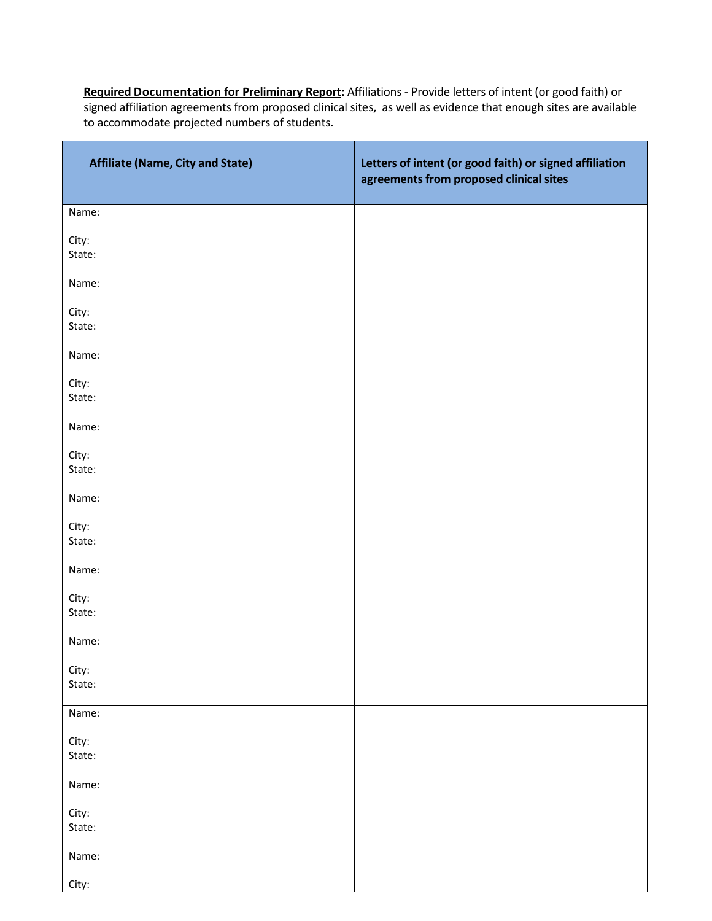**<u>Required Documentation for Preliminary Report</u>:** Affiliations - Provide letters of intent (or good faith) or signed affiliation agreements from proposed clinical sites, as well as evidence that enough sites are available to accommodate projected numbers of students.

| Affiliate (Name, City and State) | Letters of intent (or good faith) or signed affiliation agreements from proposed clinical sites |
|---|---|
| Name:<br><br>City:<br>State: | |
| Name:<br><br>City:<br>State: | |
| Name:<br><br>City:<br>State: | |
| Name:<br><br>City:<br>State: | |
| Name:<br><br>City:<br>State: | |
| Name:<br><br>City:<br>State: | |
| Name:<br><br>City:<br>State: | |
| Name:<br><br>City:<br>State: | |
| Name:<br><br>City:<br>State: | |
| Name:<br><br>City: | |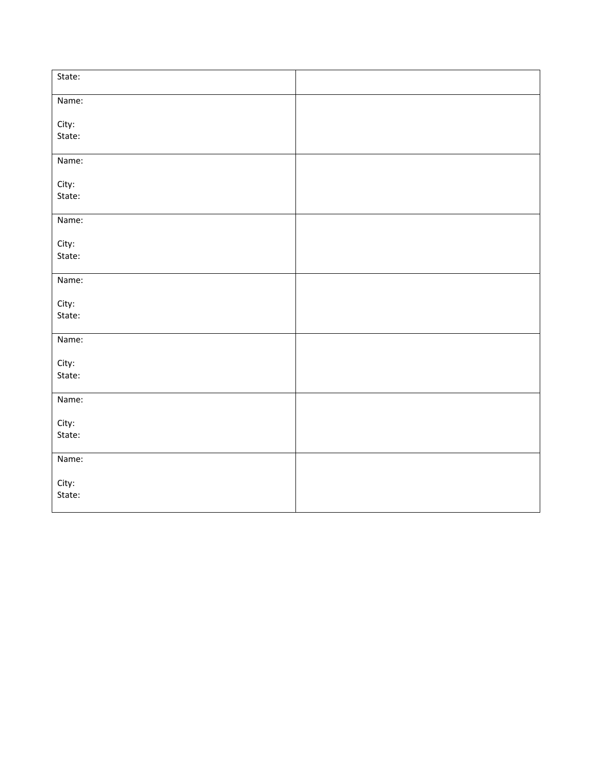| State: | |
|---|---|
| Name:<br><br>City:<br>State: | |
| Name:<br><br>City:<br>State: | |
| Name:<br><br>City:<br>State: | |
| Name:<br><br>City:<br>State: | |
| Name:<br><br>City:<br>State: | |
| Name:<br><br>City:<br>State: | |
| Name:<br><br>City:<br>State: | |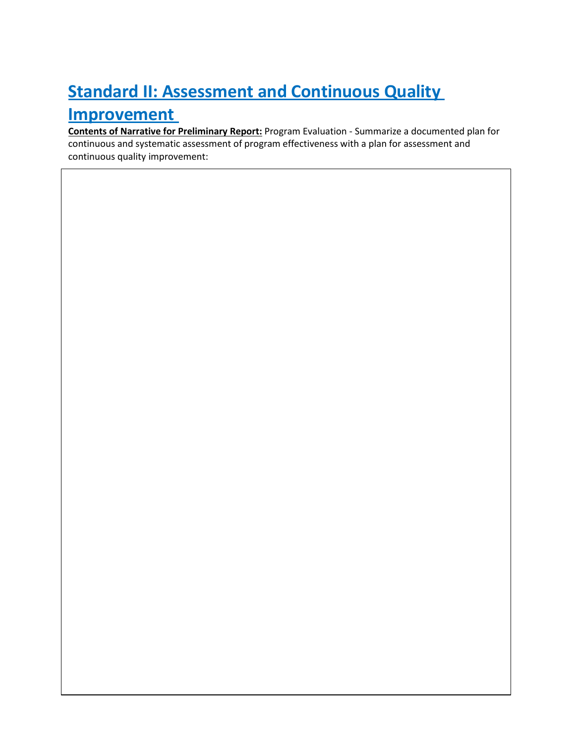# Standard II: Assessment and Continuous Quality Improvement

**Contents of Narrative for Preliminary Report:** Program Evaluation - Summarize a documented plan for continuous and systematic assessment of program effectiveness with a plan for assessment and continuous quality improvement:

| |
|---|
| |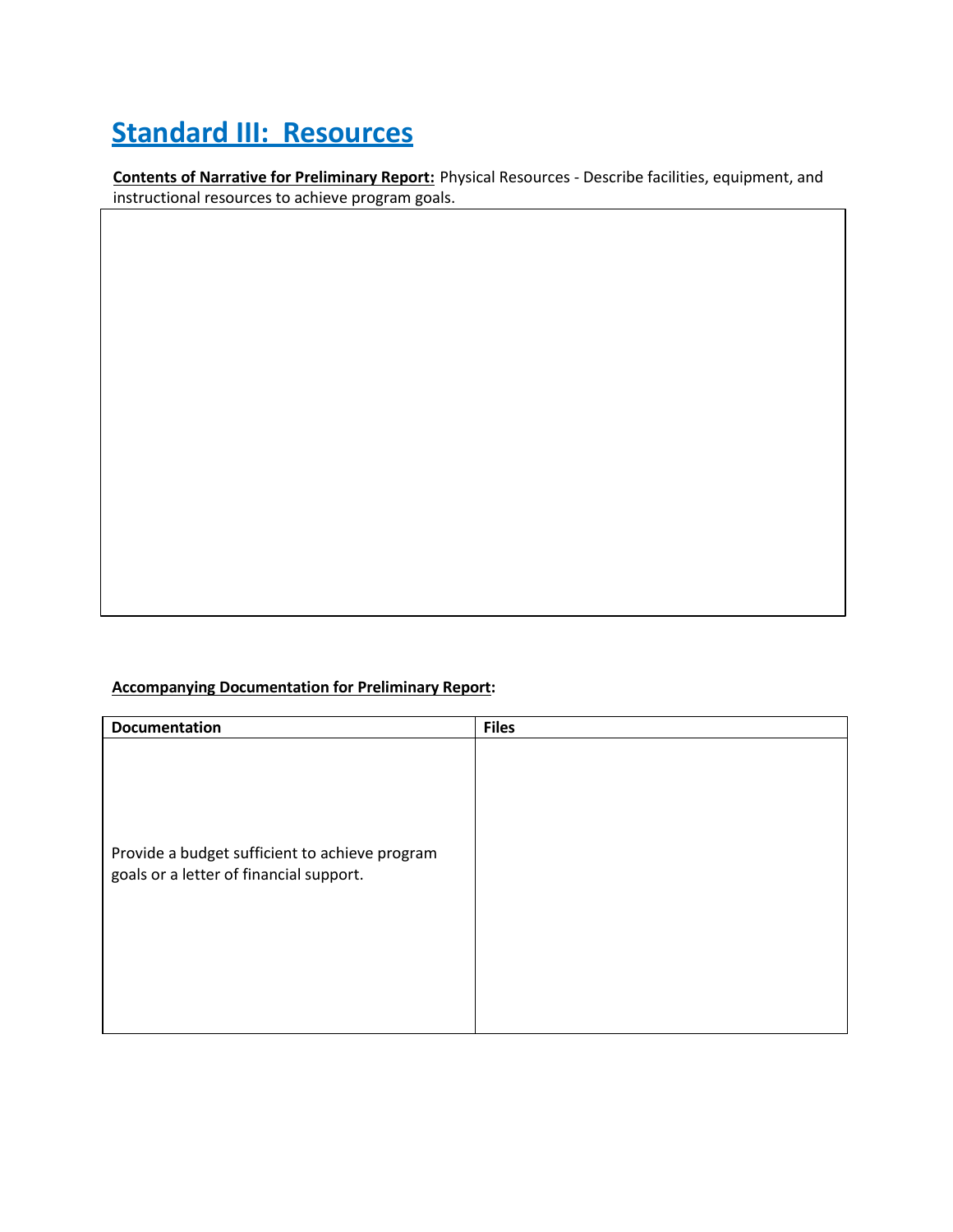# Standard III: Resources

**Contents of Narrative for Preliminary Report:** Physical Resources - Describe facilities, equipment, and instructional resources to achieve program goals.

**Accompanying Documentation for Preliminary Report:**

| Documentation | Files |
| --- | --- |
| Provide a budget sufficient to achieve program goals or a letter of financial support. | |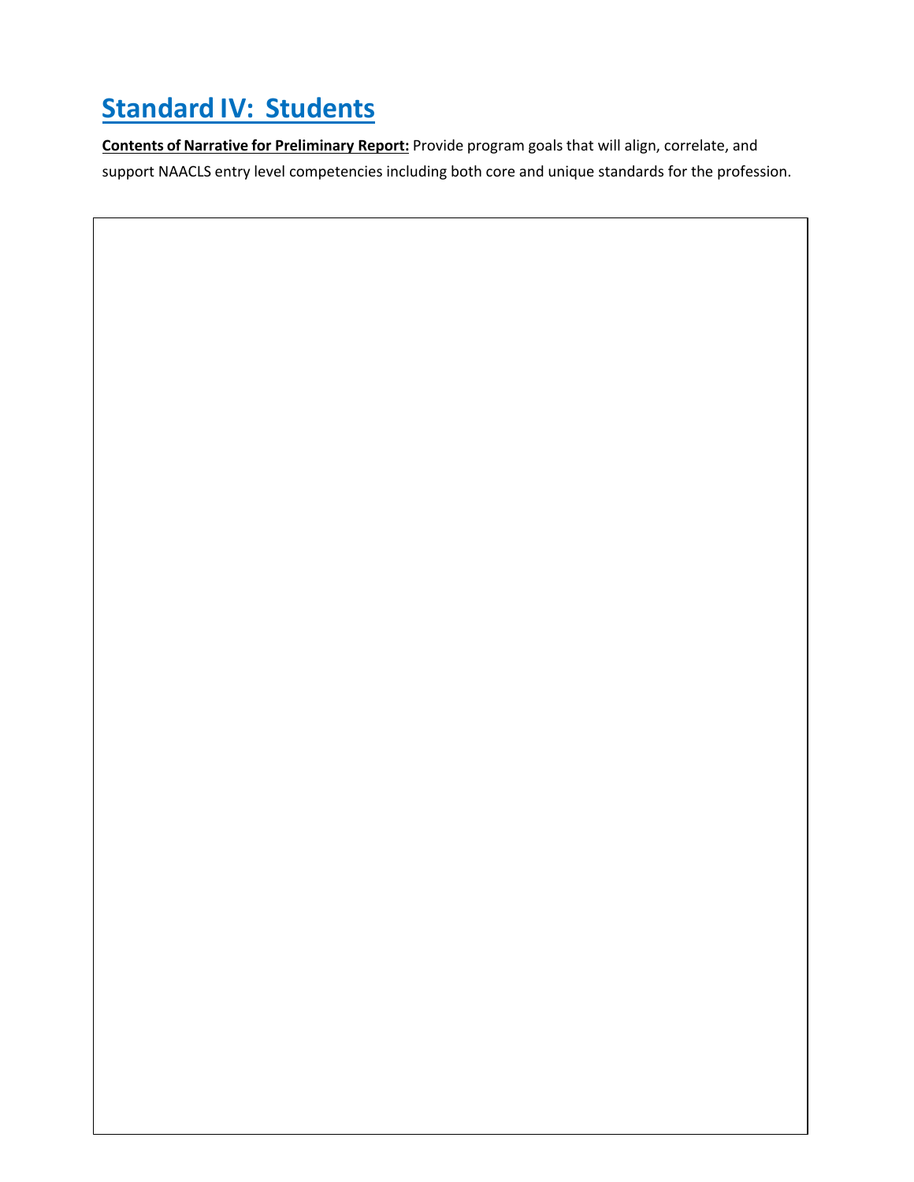# Standard IV: Students

**Contents of Narrative for Preliminary Report:** Provide program goals that will align, correlate, and support NAACLS entry level competencies including both core and unique standards for the profession.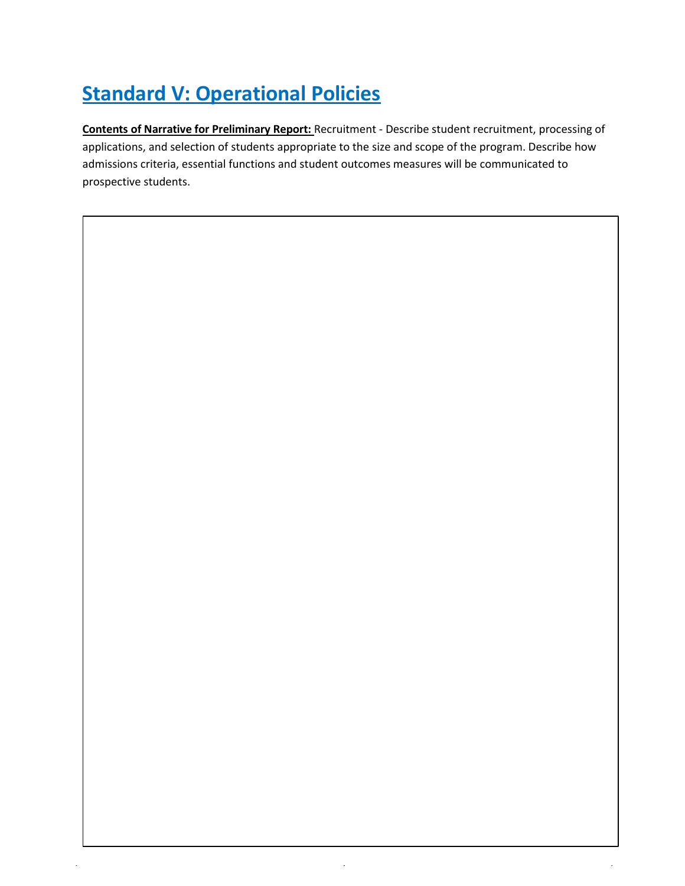## Standard V: Operational Policies

**Contents of Narrative for Preliminary Report:** Recruitment - Describe student recruitment, processing of applications, and selection of students appropriate to the size and scope of the program. Describe how admissions criteria, essential functions and student outcomes measures will be communicated to prospective students.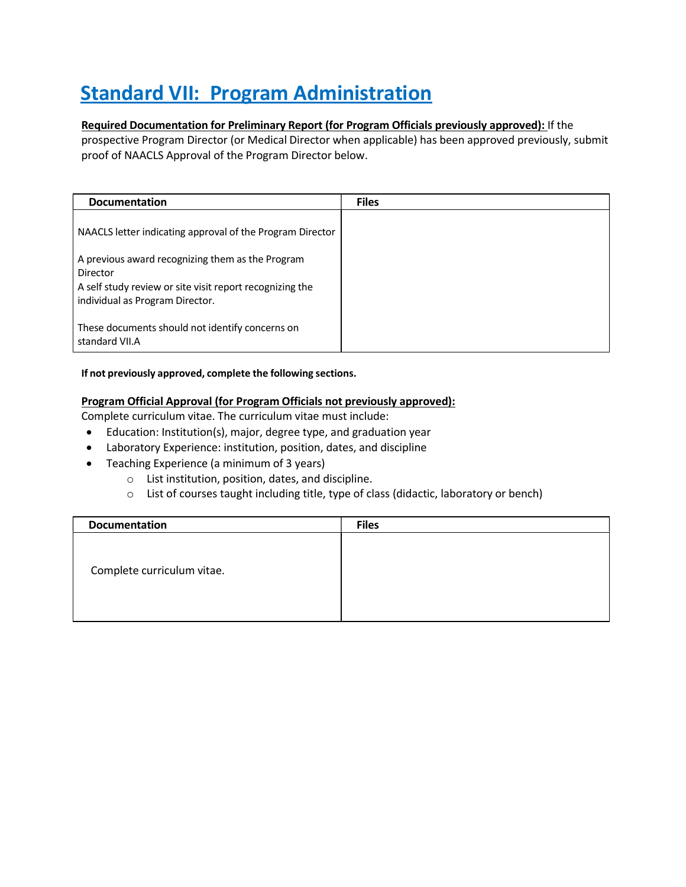# Standard VII: Program Administration

**Required Documentation for Preliminary Report (for Program Officials previously approved):** If the prospective Program Director (or Medical Director when applicable) has been approved previously, submit proof of NAACLS Approval of the Program Director below.

| Documentation | Files |
|---|---|
| NAACLS letter indicating approval of the Program Director<br><br>A previous award recognizing them as the Program Director<br>A self study review or site visit report recognizing the individual as Program Director.<br><br>These documents should not identify concerns on standard VII.A | |

**If not previously approved, complete the following sections.**

**Program Official Approval (for Program Officials not previously approved):**
Complete curriculum vitae. The curriculum vitae must include:

- Education: Institution(s), major, degree type, and graduation year
- Laboratory Experience: institution, position, dates, and discipline
- Teaching Experience (a minimum of 3 years)
  - List institution, position, dates, and discipline.
  - List of courses taught including title, type of class (didactic, laboratory or bench)

| Documentation | Files |
|---|---|
| Complete curriculum vitae. | |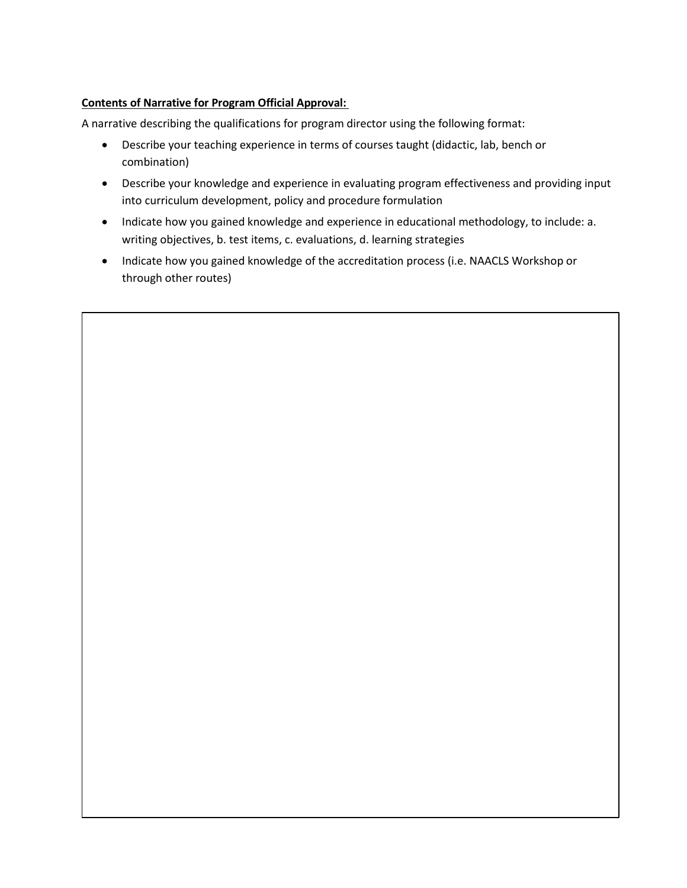**Contents of Narrative for Program Official Approval:**

A narrative describing the qualifications for program director using the following format:

- Describe your teaching experience in terms of courses taught (didactic, lab, bench or combination)
- Describe your knowledge and experience in evaluating program effectiveness and providing input into curriculum development, policy and procedure formulation
- Indicate how you gained knowledge and experience in educational methodology, to include: a. writing objectives, b. test items, c. evaluations, d. learning strategies
- Indicate how you gained knowledge of the accreditation process (i.e. NAACLS Workshop or through other routes)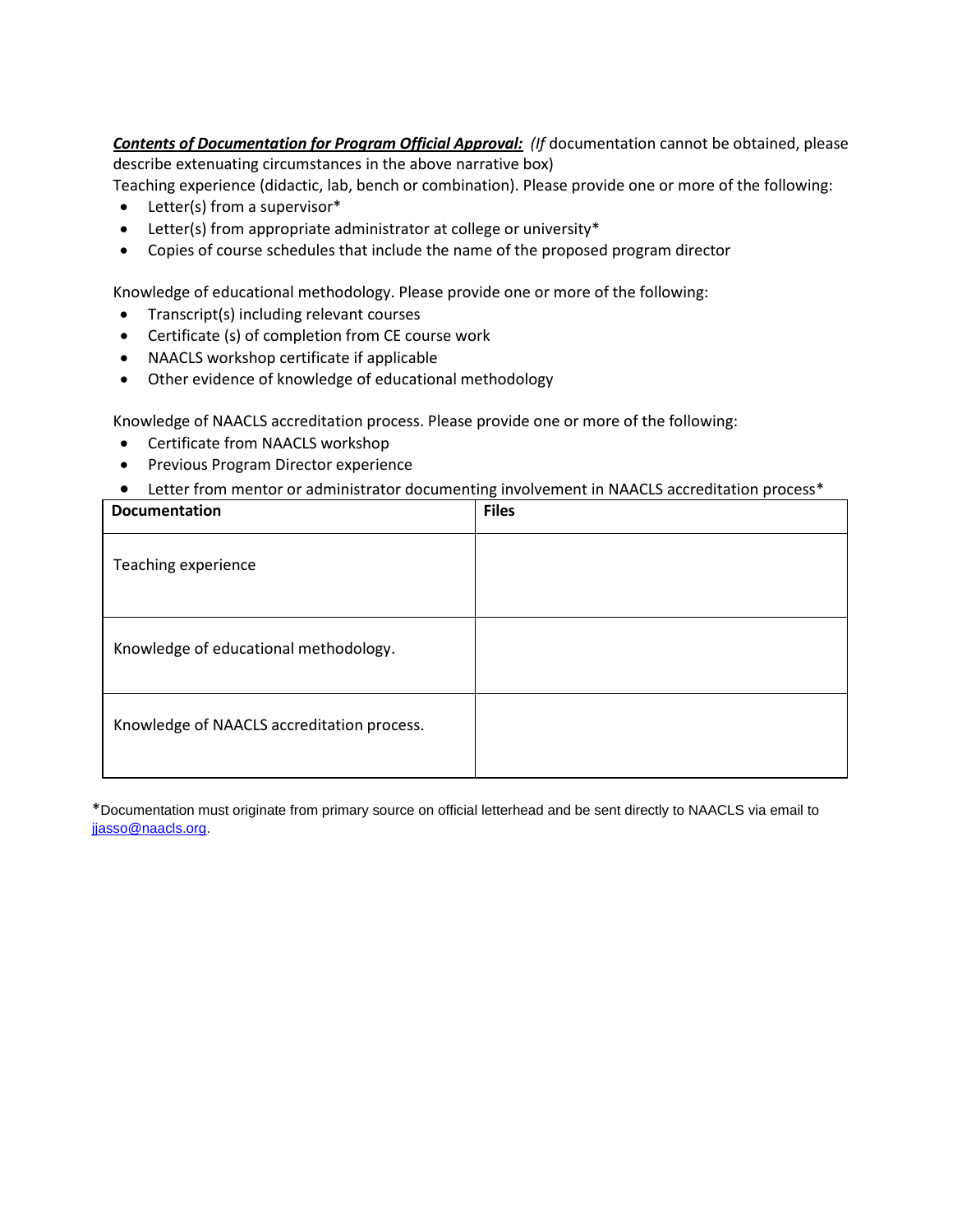***<u>Contents of Documentation for Program Official Approval:</u>*** *(If* documentation cannot be obtained, please describe extenuating circumstances in the above narrative box)

Teaching experience (didactic, lab, bench or combination). Please provide one or more of the following:

- Letter(s) from a supervisor*
- Letter(s) from appropriate administrator at college or university*
- Copies of course schedules that include the name of the proposed program director

Knowledge of educational methodology. Please provide one or more of the following:

- Transcript(s) including relevant courses
- Certificate (s) of completion from CE course work
- NAACLS workshop certificate if applicable
- Other evidence of knowledge of educational methodology

Knowledge of NAACLS accreditation process. Please provide one or more of the following:

- Certificate from NAACLS workshop
- Previous Program Director experience
- Letter from mentor or administrator documenting involvement in NAACLS accreditation process*

| Documentation | Files |
|---|---|
| Teaching experience | |
| Knowledge of educational methodology. | |
| Knowledge of NAACLS accreditation process. | |

*Documentation must originate from primary source on official letterhead and be sent directly to NAACLS via email to jjasso@naacls.org.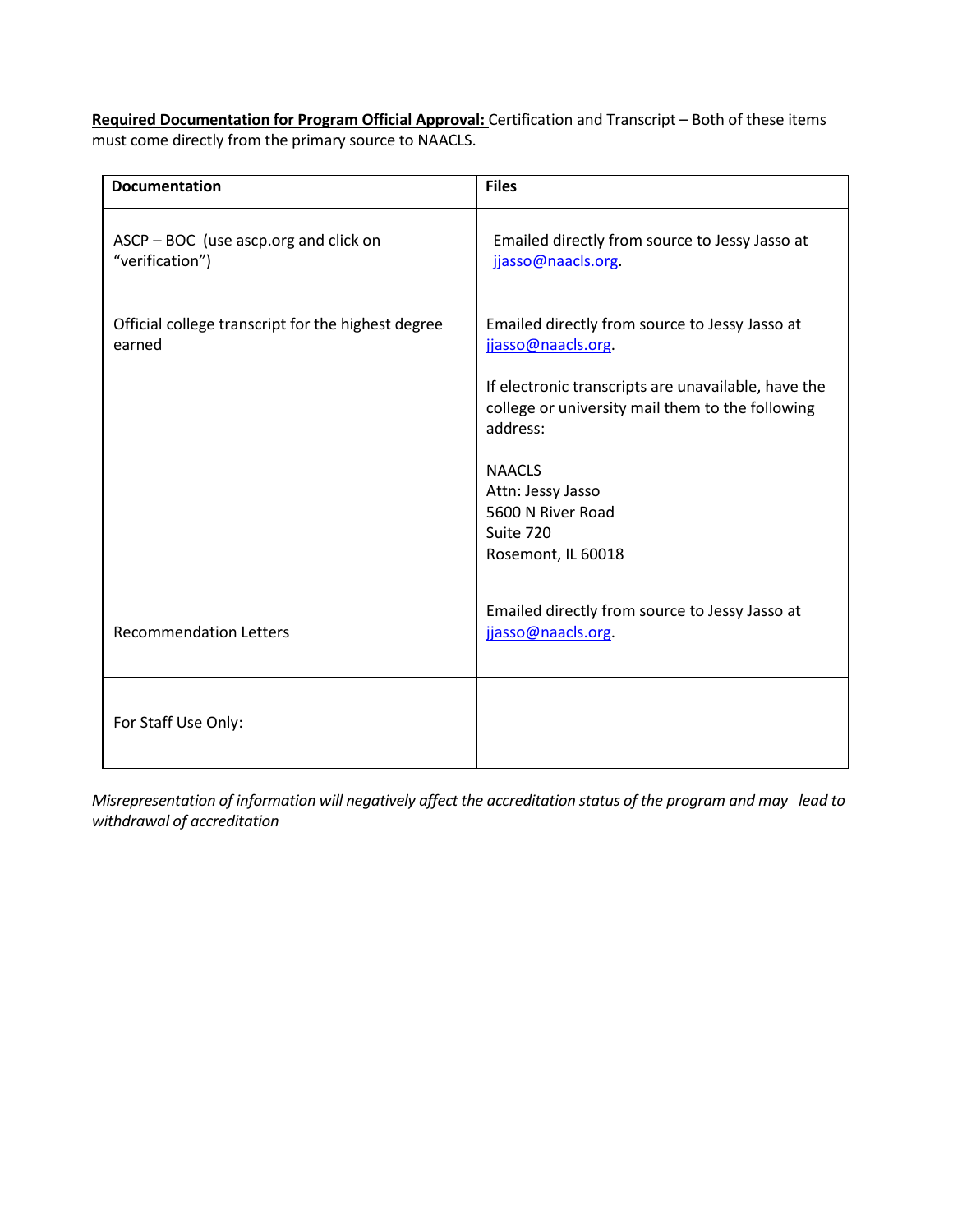**Required Documentation for Program Official Approval:** Certification and Transcript – Both of these items must come directly from the primary source to NAACLS.

| Documentation | Files |
|---|---|
| ASCP – BOC (use ascp.org and click on "verification") | Emailed directly from source to Jessy Jasso at jjasso@naacls.org. |
| Official college transcript for the highest degree earned | Emailed directly from source to Jessy Jasso at jjasso@naacls.org.<br><br>If electronic transcripts are unavailable, have the college or university mail them to the following address:<br><br>NAACLS<br>Attn: Jessy Jasso<br>5600 N River Road<br>Suite 720<br>Rosemont, IL 60018 |
| Recommendation Letters | Emailed directly from source to Jessy Jasso at jjasso@naacls.org. |
| For Staff Use Only: | |

*Misrepresentation of information will negatively affect the accreditation status of the program and may lead to withdrawal of accreditation*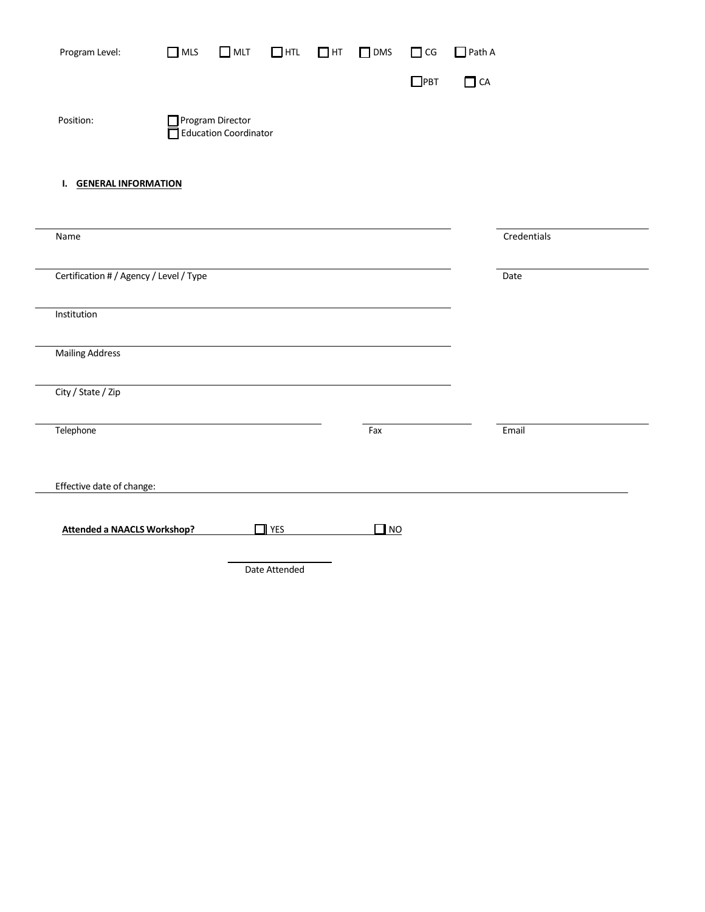Program Level: ☐ MLS ☐ MLT ☐ HTL ☐ HT ☐ DMS ☐ CG ☐ Path A ☐ PBT ☐ CA

Position: ☐ Program Director
☐ Education Coordinator

**I. GENERAL INFORMATION**

Name \_\_\_\_\_\_\_\_\_\_\_\_\_\_\_\_\_\_\_\_ Credentials \_\_\_\_\_\_\_\_\_\_

Certification # / Agency / Level / Type \_\_\_\_\_\_\_\_\_\_\_\_\_\_\_\_\_\_\_\_ Date \_\_\_\_\_\_\_\_\_\_

Institution \_\_\_\_\_\_\_\_\_\_\_\_\_\_\_\_\_\_\_\_

Mailing Address \_\_\_\_\_\_\_\_\_\_\_\_\_\_\_\_\_\_\_\_

City / State / Zip \_\_\_\_\_\_\_\_\_\_\_\_\_\_\_\_\_\_\_\_

Telephone \_\_\_\_\_\_\_\_\_\_ Fax \_\_\_\_\_\_\_\_\_\_ Email \_\_\_\_\_\_\_\_\_\_

Effective date of change: \_\_\_\_\_\_\_\_\_\_\_\_\_\_\_\_\_\_\_\_

**Attended a NAACLS Workshop?** ☐ YES ☐ NO

Date Attended \_\_\_\_\_\_\_\_\_\_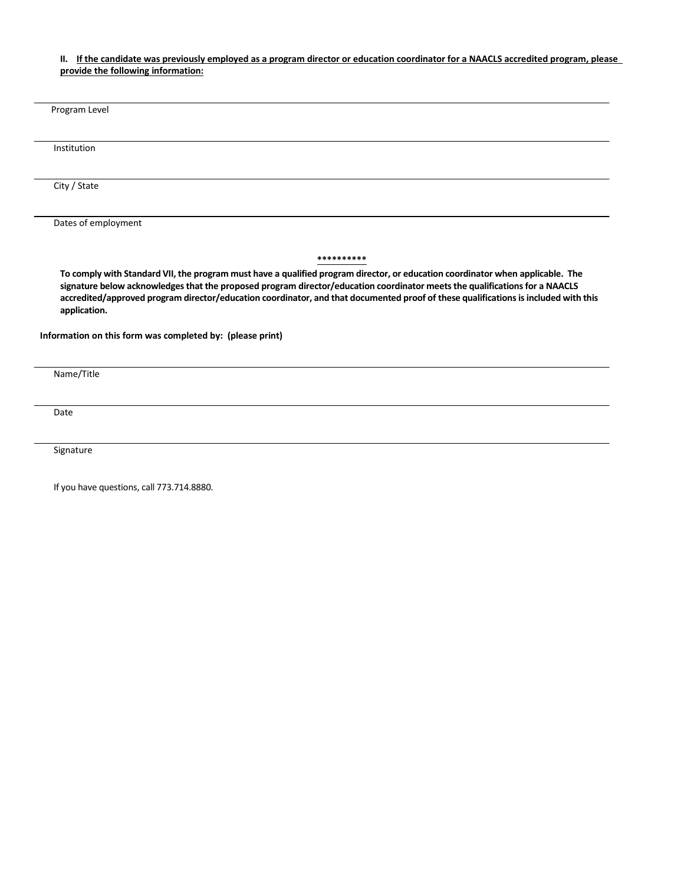**II. If the candidate was previously employed as a program director or education coordinator for a NAACLS accredited program, please provide the following information:**

Program Level

Institution

City / State

Dates of employment

**\*\*\*\*\*\*\*\*\*\***

**To comply with Standard VII, the program must have a qualified program director, or education coordinator when applicable. The signature below acknowledges that the proposed program director/education coordinator meets the qualifications for a NAACLS accredited/approved program director/education coordinator, and that documented proof of these qualifications is included with this application.**

**Information on this form was completed by: (please print)**

Name/Title

Date

Signature

If you have questions, call 773.714.8880.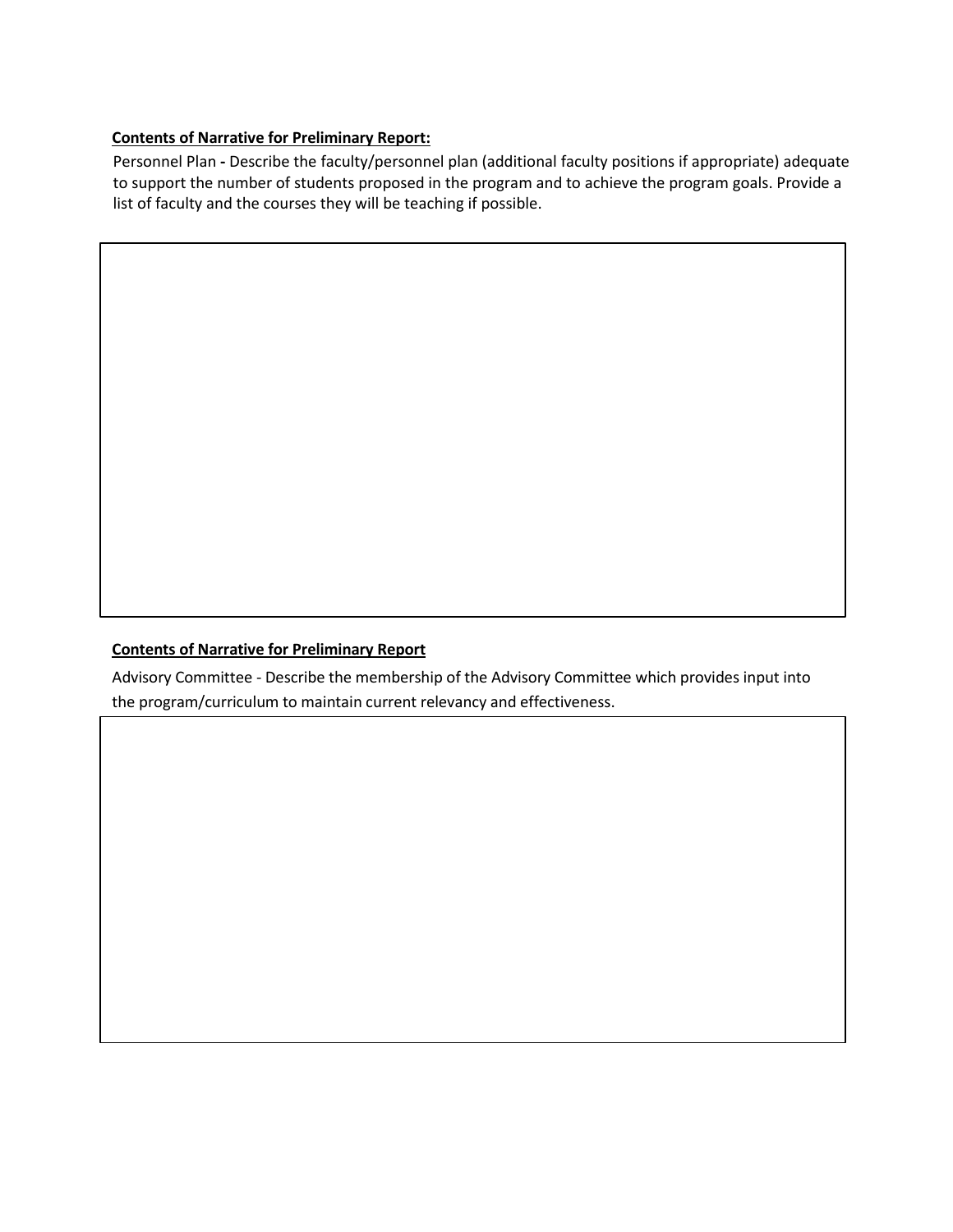**Contents of Narrative for Preliminary Report:**

Personnel Plan - Describe the faculty/personnel plan (additional faculty positions if appropriate) adequate to support the number of students proposed in the program and to achieve the program goals. Provide a list of faculty and the courses they will be teaching if possible.

**Contents of Narrative for Preliminary Report**

Advisory Committee - Describe the membership of the Advisory Committee which provides input into the program/curriculum to maintain current relevancy and effectiveness.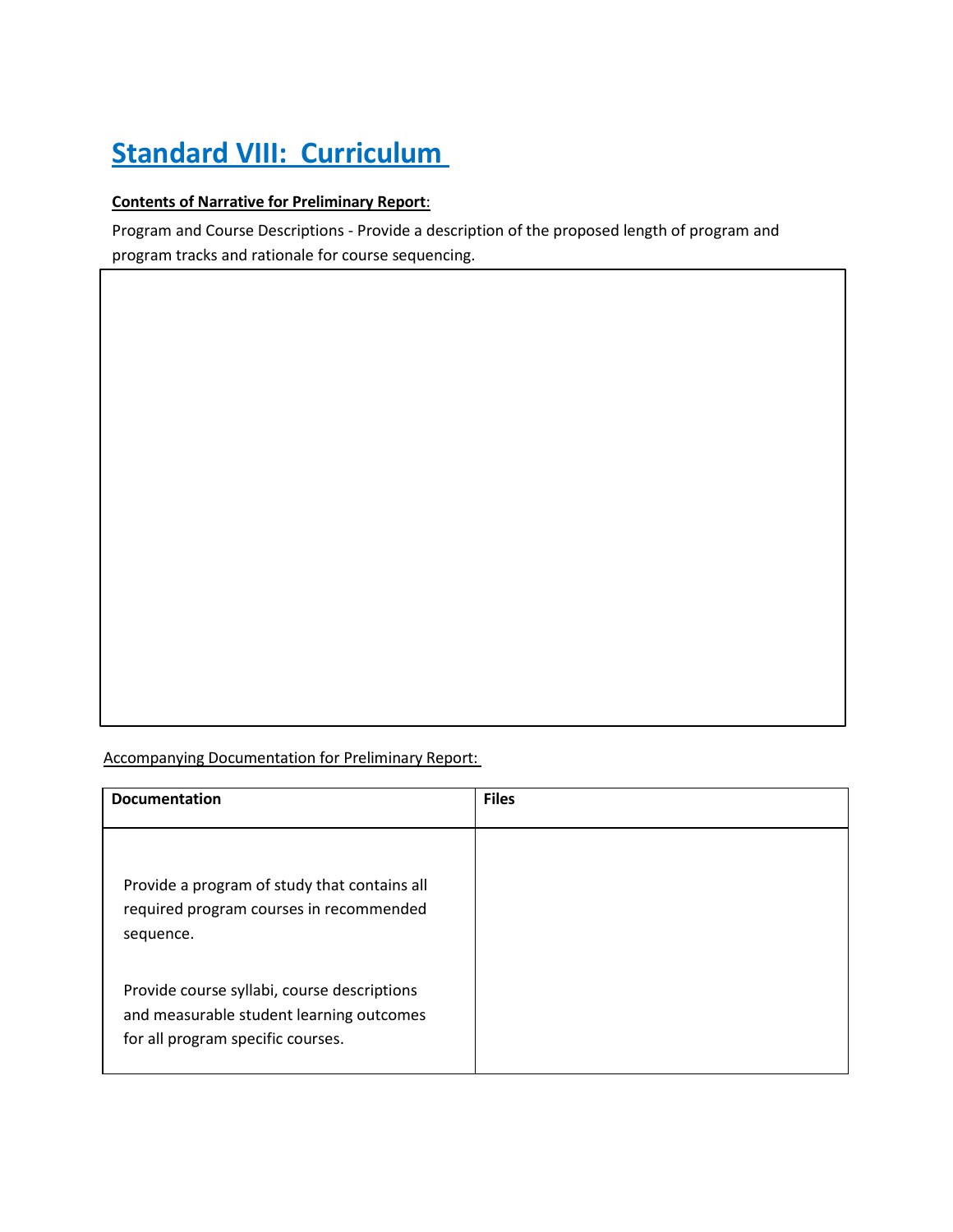# Standard VIII: Curriculum

**Contents of Narrative for Preliminary Report**:

Program and Course Descriptions - Provide a description of the proposed length of program and program tracks and rationale for course sequencing.

Accompanying Documentation for Preliminary Report:

| Documentation | Files |
|---|---|
| Provide a program of study that contains all required program courses in recommended sequence.<br><br>Provide course syllabi, course descriptions and measurable student learning outcomes for all program specific courses. | |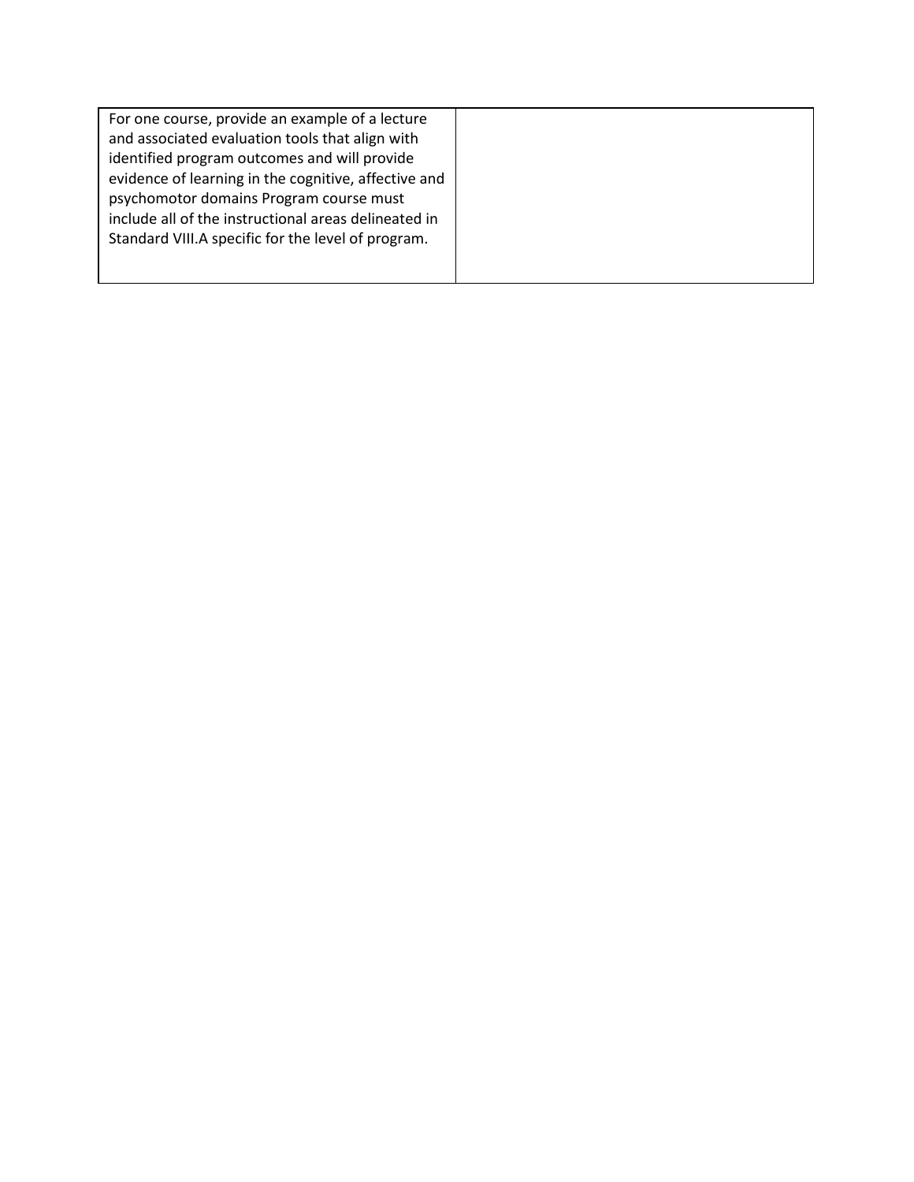| | |
|---|---|
| For one course, provide an example of a lecture and associated evaluation tools that align with identified program outcomes and will provide evidence of learning in the cognitive, affective and psychomotor domains Program course must include all of the instructional areas delineated in Standard VIII.A specific for the level of program. | |